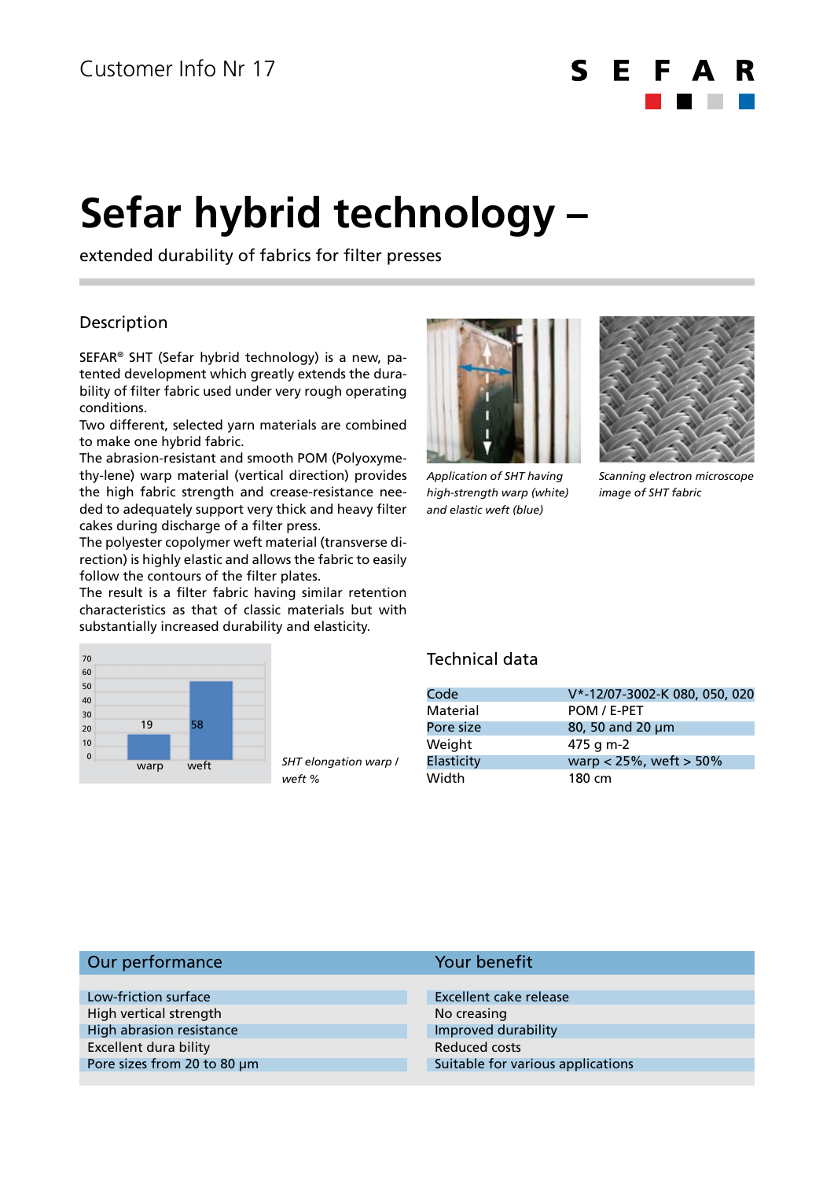Customer Info Nr 17

# Sefar hybrid technology –

extended durability of fabrics for filter presses

## Description

SEFAR® SHT (Sefar hybrid technology) is a new, patented development which greatly extends the durability of filter fabric used under very rough operating conditions.

Two different, selected yarn materials are combined to make one hybrid fabric.

The abrasion-resistant and smooth POM (Polyoxymethy-lene) warp material (vertical direction) provides the high fabric strength and crease-resistance needed to adequately support very thick and heavy filter cakes during discharge of a filter press.

The polyester copolymer weft material (transverse direction) is highly elastic and allows the fabric to easily follow the contours of the filter plates.

The result is a filter fabric having similar retention characteristics as that of classic materials but with substantially increased durability and elasticity.

*Application of SHT having high-strength warp (white) and elastic weft (blue)*

*Scanning electron microscope image of SHT fabric*

| | warp | weft |
|---|---|---|
| Elongation % | 19 | 58 |

*SHT elongation warp / weft %*

## Technical data

| | |
|---|---|
| Code | V*-12/07-3002-K 080, 050, 020 |
| Material | POM / E-PET |
| Pore size | 80, 50 and 20 µm |
| Weight | 475 g m-2 |
| Elasticity | warp < 25%, weft > 50% |
| Width | 180 cm |

| Our performance | Your benefit |
|---|---|
| Low-friction surface | Excellent cake release |
| High vertical strength | No creasing |
| High abrasion resistance | Improved durability |
| Excellent dura bility | Reduced costs |
| Pore sizes from 20 to 80 µm | Suitable for various applications |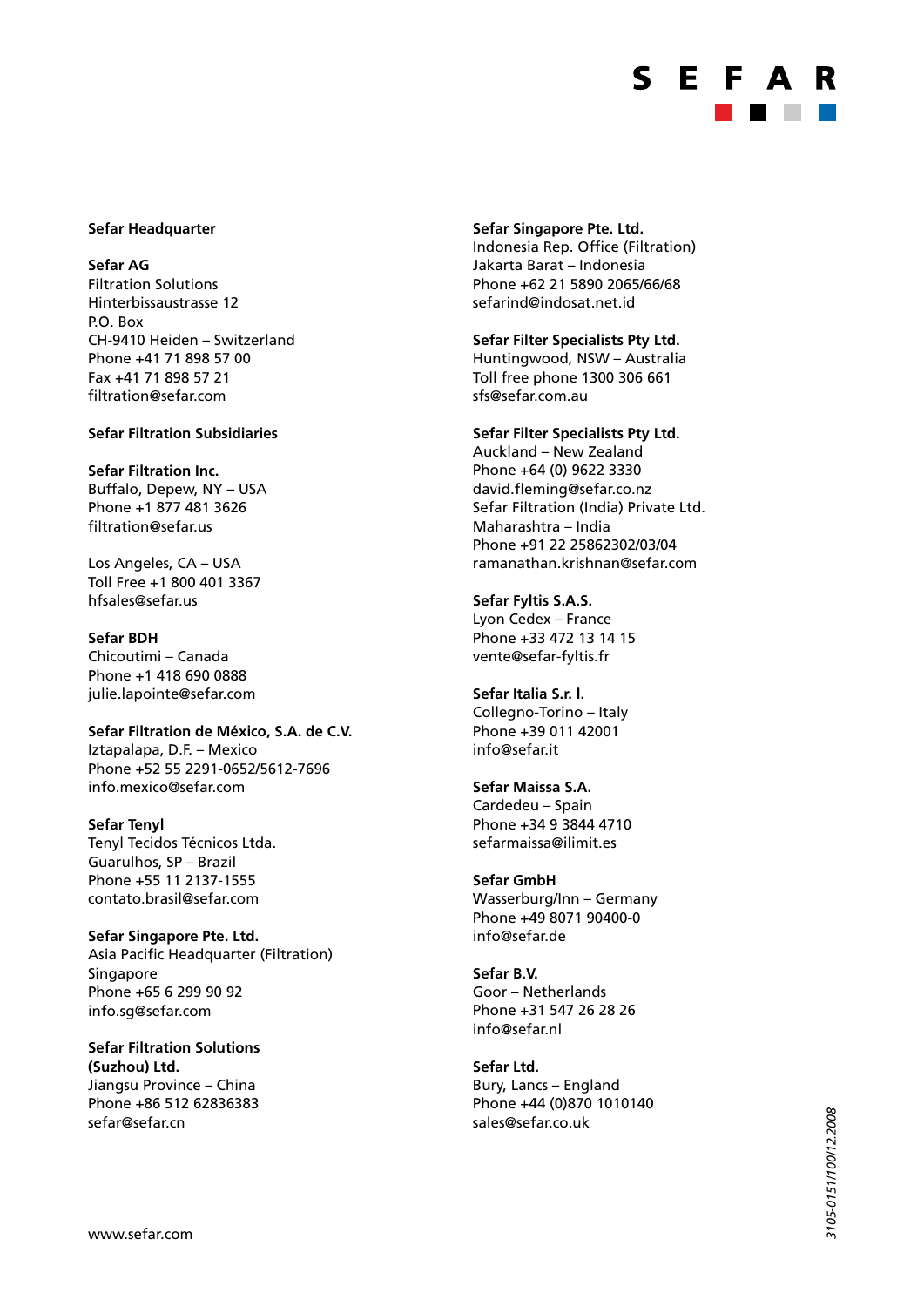SEFAR

**Sefar Headquarter**

**Sefar AG**
Filtration Solutions
Hinterbissaustrasse 12
P.O. Box
CH-9410 Heiden – Switzerland
Phone +41 71 898 57 00
Fax +41 71 898 57 21
filtration@sefar.com

**Sefar Filtration Subsidiaries**

**Sefar Filtration Inc.**
Buffalo, Depew, NY – USA
Phone +1 877 481 3626
filtration@sefar.us

Los Angeles, CA – USA
Toll Free +1 800 401 3367
hfsales@sefar.us

**Sefar BDH**
Chicoutimi – Canada
Phone +1 418 690 0888
julie.lapointe@sefar.com

**Sefar Filtration de México, S.A. de C.V.**
Iztapalapa, D.F. – Mexico
Phone +52 55 2291-0652/5612-7696
info.mexico@sefar.com

**Sefar Tenyl**
Tenyl Tecidos Técnicos Ltda.
Guarulhos, SP – Brazil
Phone +55 11 2137-1555
contato.brasil@sefar.com

**Sefar Singapore Pte. Ltd.**
Asia Pacific Headquarter (Filtration)
Singapore
Phone +65 6 299 90 92
info.sg@sefar.com

**Sefar Filtration Solutions (Suzhou) Ltd.**
Jiangsu Province – China
Phone +86 512 62836383
sefar@sefar.cn

**Sefar Singapore Pte. Ltd.**
Indonesia Rep. Office (Filtration)
Jakarta Barat – Indonesia
Phone +62 21 5890 2065/66/68
sefarind@indosat.net.id

**Sefar Filter Specialists Pty Ltd.**
Huntingwood, NSW – Australia
Toll free phone 1300 306 661
sfs@sefar.com.au

**Sefar Filter Specialists Pty Ltd.**
Auckland – New Zealand
Phone +64 (0) 9622 3330
david.fleming@sefar.co.nz
Sefar Filtration (India) Private Ltd.
Maharashtra – India
Phone +91 22 25862302/03/04
ramanathan.krishnan@sefar.com

**Sefar Fyltis S.A.S.**
Lyon Cedex – France
Phone +33 472 13 14 15
vente@sefar-fyltis.fr

**Sefar Italia S.r. l.**
Collegno-Torino – Italy
Phone +39 011 42001
info@sefar.it

**Sefar Maissa S.A.**
Cardedeu – Spain
Phone +34 9 3844 4710
sefarmaissa@ilimit.es

**Sefar GmbH**
Wasserburg/Inn – Germany
Phone +49 8071 90400-0
info@sefar.de

**Sefar B.V.**
Goor – Netherlands
Phone +31 547 26 28 26
info@sefar.nl

**Sefar Ltd.**
Bury, Lancs – England
Phone +44 (0)870 1010140
sales@sefar.co.uk

www.sefar.com

*3105-0151/100/12.2008*